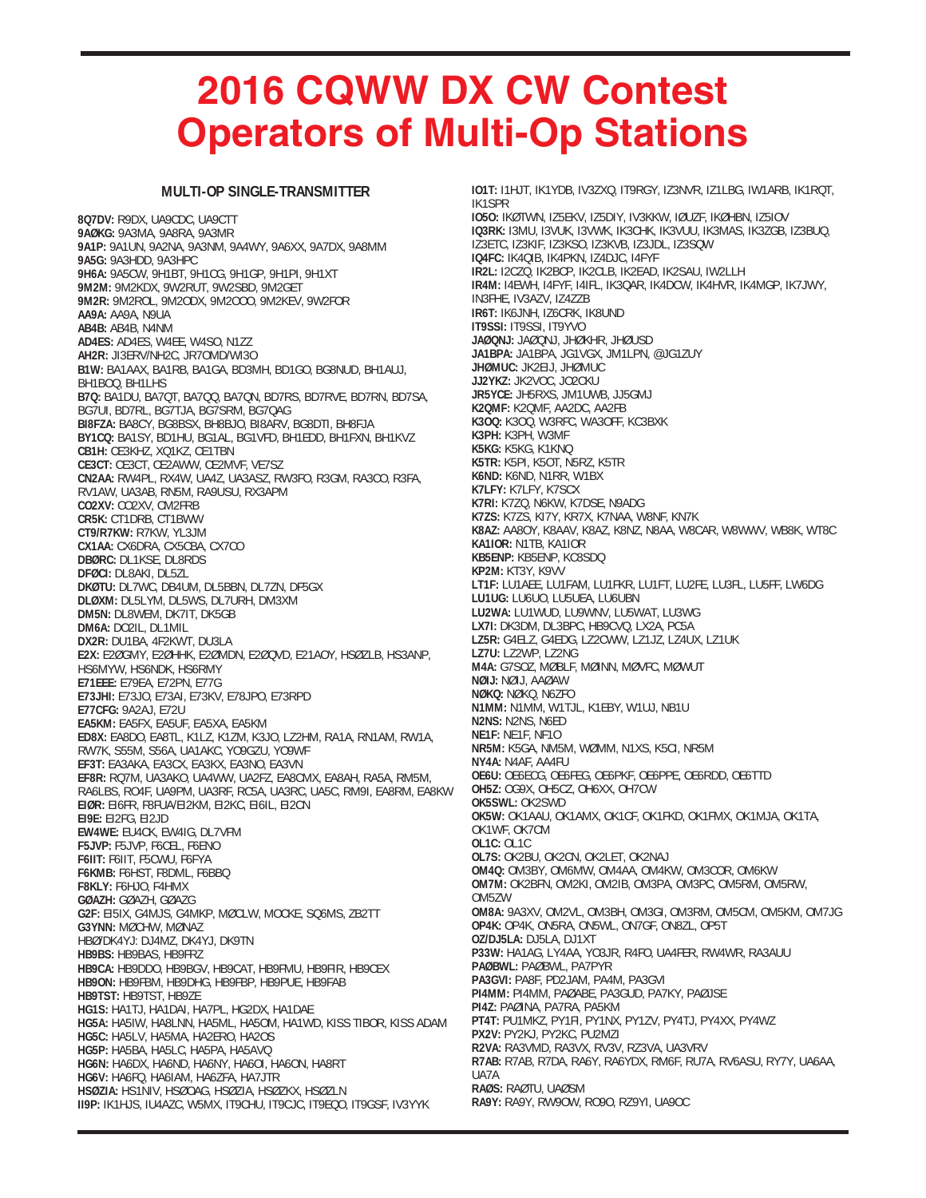# 2016 CQWW DX CW Contest Operators of Multi-Op Stations

## MULTI-OP SINGLE-TRANSMITTER

**8Q7DV:** R9DX, UA9CDC, UA9CTT
**9AØKG:** 9A3MA, 9A8RA, 9A3MR
**9A1P:** 9A1UN, 9A2NA, 9A3NM, 9A4WY, 9A6XX, 9A7DX, 9A8MM
**9A5G:** 9A3HDD, 9A3HPC
**9H6A:** 9A5CW, 9H1BT, 9H1CG, 9H1GP, 9H1PI, 9H1XT
**9M2M:** 9M2KDX, 9W2RUT, 9W2SBD, 9M2GET
**9M2R:** 9M2ROL, 9M2ODX, 9M2OOO, 9M2KEV, 9W2FOR
**AA9A:** AA9A, N9UA
**AB4B:** AB4B, N4NM
**AD4ES:** AD4ES, W4EE, W4SO, N1ZZ
**AH2R:** JI3ERV/NH2C, JR7OMD/WI3O
**B1W:** BA1AAX, BA1RB, BA1GA, BD3MH, BD1GO, BG8NUD, BH1AUJ, BH1BOQ, BH1LHS
**B7Q:** BA1DU, BA7QT, BA7QQ, BA7QN, BD7RS, BD7RVE, BD7RN, BD7SA, BG7UI, BD7RL, BG7TJA, BG7SRM, BG7QAG
**BI8FZA:** BA8CY, BG8BSX, BH8BJO, BI8ARV, BG8DTI, BH8FJA
**BY1CQ:** BA1SY, BD1HU, BG1AL, BG1VFD, BH1EDD, BH1FXN, BH1KVZ
**CB1H:** CE3KHZ, XQ1KZ, CE1TBN
**CE3CT:** CE3CT, CE2AWW, CE2MVF, VE7SZ
**CN2AA:** RW4PL, RX4W, UA4Z, UA3ASZ, RW3FO, R3GM, RA3CO, R3FA, RV1AW, UA3AB, RN5M, RA9USU, RX3APM
**CO2XV:** CO2XV, CM2FRB
**CR5K:** CT1DRB, CT1BWW
**CT9/R7KW:** R7KW, YL3JM
**CX1AA:** CX6DRA, CX5CBA, CX7CO
**DBØRC:** DL1KSE, DL8RDS
**DFØCI:** DL8AKI, DL5ZL
**DKØTU:** DL7WC, DB4UM, DL5BBN, DL7ZN, DF5GX
**DLØXM:** DL5LYM, DL5WS, DL7URH, DM3XM
**DM5N:** DL8WEM, DK7IT, DK5GB
**DM6A:** DO2IL, DL1MIL
**DX2R:** DU1BA, 4F2KWT, DU3LA
**E2X:** E2ØGMY, E2ØHHK, E2ØMDN, E2ØQVD, E21AOY, HSØZLB, HS3ANP, HS6MYW, HS6NDK, HS6RMY
**E71EEE:** E79EA, E72PN, E77G
**E73JHI:** E73JO, E73AI, E73KV, E78JPO, E73RPD
**E77CFG:** 9A2AJ, E72U
**EA5KM:** EA5FX, EA5UF, EA5XA, EA5KM
**ED8X:** EA8DO, EA8TL, K1LZ, K1ZM, K3JO, LZ2HM, RA1A, RN1AM, RW1A, RW7K, S55M, S56A, UA1AKC, YO9GZU, YO9WF
**EF3T:** EA3AKA, EA3CX, EA3KX, EA3NO, EA3VN
**EF8R:** RQ7M, UA3AKO, UA4WW, UA2FZ, EA8CMX, EA8AH, RA5A, RM5M, RA6LBS, RO4F, UA9PM, UA3RF, RC5A, UA3RC, UA5C, RM9I, EA8RM, EA8KW
**EIØR:** EI6FR, F8FUA/EI2KM, EI2KC, EI6IL, EI2CN
**EI9E:** EI2FG, EI2JD
**EW4WE:** EU4CK, EW4IG, DL7VFM
**F5JVP:** F5JVP, F6CEL, F6ENO
**F6IIT:** F6IIT, F5CWU, F6FYA
**F6KMB:** F6HST, F8DML, F6BBQ
**F8KLY:** F6HJO, F4HMX
**GØAZH:** GØAZH, GØAZG
**G2F:** EI5IX, G4MJS, G4MKP, MØCLW, MOCKE, SQ6MS, ZB2TT
**G3YNN:** MØCHW, MØNAZ
**HBØ/DK4YJ:** DJ4MZ, DK4YJ, DK9TN
**HB9BS:** HB9BAS, HB9FRZ
**HB9CA:** HB9DDO, HB9BGV, HB9CAT, HB9FMU, HB9FIR, HB9CEX
**HB9ON:** HB9FBM, HB9DHG, HB9FBP, HB9PUE, HB9FAB
**HB9TST:** HB9TST, HB9ZE
**HG1S:** HA1TJ, HA1DAI, HA7PL, HG2DX, HA1DAE
**HG5A:** HA5IW, HA8LNN, HA5ML, HA5OM, HA1WD, KISS TIBOR, KISS ADAM
**HG5C:** HA5LV, HA5MA, HA2ERO, HA2OS
**HG5P:** HA5BA, HA5LC, HA5PA, HA5AVQ
**HG6N:** HA6DX, HA6ND, HA6NY, HA6OI, HA6ON, HA8RT
**HG6V:** HA6FQ, HA6IAM, HA6ZFA, HA7JTR
**HSØZIA:** HS1NIV, HSØOAG, HSØZIA, HSØZKX, HSØZLN
**II9P:** IK1HJS, IU4AZC, W5MX, IT9CHU, IT9CJC, IT9EQO, IT9GSF, IV3YYK
**IO1T:** I1HJT, IK1YDB, IV3ZXQ, IT9RGY, IZ3NVR, IZ1LBG, IW1ARB, IK1RQT, IK1SPR
**IO5O:** IKØTWN, IZ5EKV, IZ5DIY, IV3KKW, IØUZF, IKØHBN, IZ5IOV
**IQ3RK:** I3MU, I3VUK, I3VWK, IK3CHK, IK3VUU, IK3MAS, IK3ZGB, IZ3BUQ, IZ3ETC, IZ3KIF, IZ3KSO, IZ3KVB, IZ3JDL, IZ3SQW
**IQ4FC:** IK4QIB, IK4PKN, IZ4DJC, I4FYF
**IR2L:** I2CZQ, IK2BCP, IK2CLB, IK2EAD, IK2SAU, IW2LLH
**IR4M:** I4EWH, I4FYF, I4IFL, IK3QAR, IK4DCW, IK4HVR, IK4MGP, IK7JWY, IN3FHE, IV3AZV, IZ4ZZB
**IR6T:** IK6JNH, IZ6CRK, IK8UND
**IT9SSI:** IT9SSI, IT9YVO
**JAØQNJ:** JAØQNJ, JHØKHR, JHØUSD
**JA1BPA:** JA1BPA, JG1VGX, JM1LPN, @JG1ZUY
**JHØMUC:** JK2EIJ, JHØMUC
**JJ2YKZ:** JK2VOC, JO2CKU
**JR5YCE:** JH5RXS, JM1UWB, JJ5GMJ
**K2QMF:** K2QMF, AA2DC, AA2FB
**K3OQ:** K3OQ, W3RFC, WA3OFF, KC3BXK
**K3PH:** K3PH, W3MF
**K5KG:** K5KG, K1KNQ
**K5TR:** K5PI, K5OT, N5RZ, K5TR
**K6ND:** K6ND, N1RR, W1BX
**K7LFY:** K7LFY, K7SCX
**K7RI:** K7ZQ, N6KW, K7DSE, N9ADG
**K7ZS:** K7ZS, KI7Y, KR7X, K7NAA, W8NF, KN7K
**K8AZ:** AA8OY, K8AAV, K8AZ, K8NZ, N8AA, W8CAR, W8WWV, WB8K, WT8C
**KA1IOR:** N1TB, KA1IOR
**KB5ENP:** KB5ENP, KC8SDQ
**KP2M:** KT3Y, K9VV
**LT1F:** LU1AEE, LU1FAM, LU1FKR, LU1FT, LU2FE, LU3FL, LU5FF, LW6DG
**LU1UG:** LU6UO, LU5UEA, LU6UBN
**LU2WA:** LU1WUD, LU9WNV, LU5WAT, LU3WG
**LX7I:** DK3DM, DL3BPC, HB9CVQ, LX2A, PC5A
**LZ5R:** G4ELZ, G4EDG, LZ2CWW, LZ1JZ, LZ4UX, LZ1UK
**LZ7U:** LZ2WP, LZ2NG
**M4A:** G7SOZ, MØBLF, MØINN, MØVFC, MØWUT
**NØIJ:** NØIJ, AAØAW
**NØKQ:** NØKQ, N6ZFO
**N1MM:** N1MM, W1TJL, K1EBY, W1UJ, NB1U
**N2NS:** N2NS, N6ED
**NE1F:** NE1F, NF1O
**NR5M:** K5GA, NM5M, WØMM, N1XS, K5CI, NR5M
**NY4A:** N4AF, AA4FU
**OE6U:** OE6EOG, OE6FEG, OE6PKF, OE6PPE, OE6RDD, OE6TTD
**OH5Z:** OG9X, OH5CZ, OH6XX, OH7CW
**OK5SWL:** OK2SWD
**OK5W:** OK1AAU, OK1AMX, OK1CF, OK1FKD, OK1FMX, OK1MJA, OK1TA, OK1WF, OK7CM
**OL1C:** OL1C
**OL7S:** OK2BU, OK2CN, OK2LET, OK2NAJ
**OM4Q:** OM3BY, OM6MW, OM4AA, OM4KW, OM3COR, OM6KW
**OM7M:** OK2BFN, OM2KI, OM2IB, OM3PA, OM3PC, OM5RM, OM5RW, OM5ZW
**OM8A:** 9A3XV, OM2VL, OM3BH, OM3GI, OM3RM, OM5CM, OM5KM, OM7JG
**OP4K:** OP4K, ON5RA, ON5WL, ON7GF, ON8ZL, OP5T
**OZ/DJ5LA:** DJ5LA, DJ1XT
**P33W:** HA1AG, LY4AA, YO8JR, R4FO, UA4FER, RW4WR, RA3AUU
**PAØBWL:** PAØBWL, PA7PYR
**PA3GVI:** PA8F, PD2JAM, PA4M, PA3GVI
**PI4MM:** PI4MM, PAØABE, PA3GUD, PA7KY, PAØJSE
**PI4Z:** PAØINA, PA7RA, PA5KM
**PT4T:** PU1MKZ, PY1FI, PY1NX, PY1ZV, PY4TJ, PY4XX, PY4WZ
**PX2V:** PY2KJ, PY2KC, PU2MZI
**R2VA:** RA3VMD, RA3VX, RV3V, RZ3VA, UA3VRV
**R7AB:** R7AB, R7DA, RA6Y, RA6YDX, RM6F, RU7A, RV6ASU, RY7Y, UA6AA, UA7A
**RAØS:** RAØTU, UAØSM
**RA9Y:** RA9Y, RW9OW, RO9O, RZ9YI, UA9OC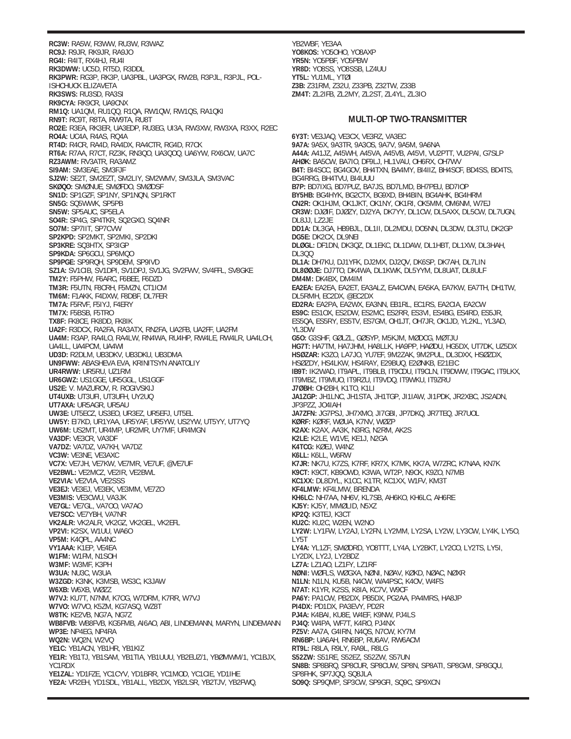**RC3W:** RA5W, R3WW, RU3W, R3WAZ
**RC9J:** R9JR, RK9JR, RA9JO
**RG4I:** R4IT, RX4HJ, RU4I
**RK3DWW:** UC5D, RT5D, R3DDL
**RK3PWR:** RG3P, RK3P, UA3PBL, UA3PGX, RW2B, R3PJL, R3PJL, POLISHCHUCK ELIZAVETA
**RK3SWS:** RU3SD, RA3SI
**RK9CYA:** RK9CR, UA9CNX
**RM1Q:** UA1QM, RU1QQ, R1QA, RW1QW, RW1QS, RA1QKI
**RN9T:** RC9T, R8TA, RW9TA, RU8T
**RO2E:** R3EA, RK3ER, UA3EDP, RU3EG, UI3A, RW3XW, RW3XA, R3XX, R2EC
**RO4A:** UC4A, R4AS, RQ4A
**RT4D:** R4CR, RA4D, RA4DX, RA4CTR, RG4D, R7CK
**RT6A:** R7AA, R7CT, RZ3K, RN3QO, UA3QQQ, UA6YW, RX6CW, UA7C
**RZ3AWM:** RV3ATR, RA3AMZ
**SI9AM:** SM3EAE, SM3FJF
**SJ2W:** SE2T, SM2EZT, SM2LIY, SM2WMV, SM3LJA, SM3VAC
**SKØQO:** SMØNUE, SMØFDO, SMØDSF
**SN1D:** SP1GZF, SP1NY, SP1NQN, SP1RKT
**SN5G:** SQ5WWK, SP5PB
**SN5W:** SP5AUC, SP5ELA
**SO4R:** SP4G, SP4TKR, SQ2GXO, SQ4NR
**SO7M:** SP7IIT, SP7CVW
**SP2KPD:** SP2MKT, SP2MKI, SP2DKI
**SP3KRE:** SQ3HTX, SP3IGP
**SP6KDA:** SP6GCU, SP6MQO
**SP9PGE:** SP9RQH, SP9DEM, SP9IVD
**SZ1A:** SV1CIB, SV1DPI, SV1DPJ, SV1JG, SV2FWV, SV4FFL, SV8GKE
**TM2Y:** F5PHW, F6ARC, F6BEE, F6DZD
**TM3R:** F5UTN, F8CRH, F5MZN, CT1ICM
**TM6M:** F1AKK, F4DXW, F8DBF, DL7FER
**TM7A:** F5RVF, F5IYJ, F4ERY
**TM7X:** F5BSB, F5TRO
**TX8F:** FK8CE, FK8DD, FK8IK
**UA2F:** R3DCX, RA2FA, RA3ATX, RN2FA, UA2FB, UA2FF, UA2FM
**UA4M:** R3AP, RA4LO, RA4LW, RN4WA, RU4HP, RW4LE, RW4LR, UA4LCH, UA4LL, UA4PCM, UA4WI
**UD3D:** R2DLM, UB3DKV, UB3DKU, UB3DMA
**UN9FWW:** ABASHEVA EVA, KRINITSYN ANATOLIY
**UR4RWW:** UR5RU, UZ1RM
**UR6GWZ:** US1GGE, UR5GGL, US1GGF
**US2E:** V. MAZUROV, R. ROGIVSKIJ
**UT4UXB:** UT3UFI, UT3UFH, UY2UQ
**UT7AXA:** UR5AGR, UR5AU
**UW3E:** UT5ECZ, US3EO, UR3EZ, UR5EFJ, UT5EL
**UW5Y:** EI7KD, UR1YAA, UR5YAF, UR5YW, US2YW, UT5YY, UT7YQ
**UW6M:** US2MT, UR4MP, UR2MR, UY7MF, UR4MGN
**VA3DF:** VE3CR, VA3DF
**VA7DZ:** VA7DZ, VA7KH, VA7DZ
**VC3W:** VE3NE, VE3AXC
**VC7X:** VE7JH, VE7KW, VE7MR, VE7UF, @VE7UF
**VE2BWL:** VE2MCZ, VE2IR, VE2BWL
**VE2VIA:** VE2VIA, VE2SSS
**VE3EJ:** VE3EJ, VE3EK, VE3MM, VE7ZO
**VE3MIS:** VE3CWU, VA3JK
**VE7GL:** VE7GL, VA7OO, VA7AO
**VE7SCC:** VE7YBH, VA7NR
**VK2ALR:** VK2ALR, VK2GZ, VK2GEL, VK2EFL
**VP2VI:** K2SX, W1UU, WA6O
**VP5M:** K4QPL, AA4NC
**VY1AAA:** K1EP, VE4EA
**W1FM:** W1FM, N1SOH
**W3MF:** W3MF, K3PH
**W3UA:** NU3C, W3UA
**W3ZGD:** K3NK, K3MSB, WS3C, K3JAW
**W6XB:** W6XB, WØZZ
**W7VJ:** KU7T, N7NM, K7OG, W7DRM, K7RR, W7VJ
**W7VO:** W7VO, K5ZM, KG7ASQ, WZ8T
**W8TK:** KE2VB, NG7A, NG7Z
**WB8FVB:** WB8FVB, KG5FMB, AI6AO, ABI, LINDEMANN, MARYN, LINDEMANN
**WP3E:** NP4EG, NP4RA
**WQ2N:** WQ2N, W2VQ
**YE1C:** YB1ACN, YB1HR, YB1KIZ
**YE1R:** YB1TJ, YB1SAM, YB1TIA, YB1UUU, YB2EUZ/1, YBØMWM/1, YC1BJX, YC1RDX
**YE1ZAL:** YD1FZE, YC1CYV, YD1BRR, YC1MOD, YC1CIE, YD1IHE
**YE2A:** VR2EH, YD1SDL, YB1ALL, YB2DX, YB2LSR, YB2TJV, YB2FWQ, YB2WBF, YE3AA
**YO8KOS:** YO5OHO, YO8AXP
**YR5N:** YO5PBF, YO5PBW
**YR8D:** YO8SS, YO8SSB, LZ4UU
**YT5L:** YU1ML, YTØI
**Z3B:** Z31RM, Z32U, Z33PB, Z32TW, Z33B
**ZM4T:** ZL2IFB, ZL2MY, ZL2ST, ZL4YL, ZL3IO

## MULTI-OP TWO-TRANSMITTER

**6Y3T:** VE3JAQ, VE3CX, VE3RZ, VA3EC
**9A7A:** 9A5X, 9A3TR, 9A3OS, 9A7V, 9A5M, 9A6NA
**A44A:** A41JZ, A45WH, A45VA, A45VB, A45VI, VU2PTT, VU2PAI, G7SLP
**AHØK:** BA5CW, BA7IO, DF9LJ, HL1VAU, OH6RX, OH7WV
**B4T:** BI4SCC, BG4GOV, BH4TXN, BA4MY, BI4IIZ, BH4SCF, BD4SS, BD4TS, BG4RRG, BH4TVU, BI4UUU
**B7P:** BD7IXG, BD7PUZ, BA7JS, BD7LMD, BH7PEU, BD7IOP
**BY5HB:** BG4HYK, BG2CTX, BG9XD, BH4BIN, BG4AHK, BG4HRM
**CN2R:** OK1HJM, OK1JKT, OK1NY, OK1RI, OK5MM, OM6NM, W7EJ
**CR3W:** DJØIF, DJØZY, DJ2YA, DK7YY, DL1CW, DL5AXX, DL5CW, DL7UGN, DL8JJ, LZ2JE
**DD1A:** DL3GA, HB9BJL, DL1II, DL2MDU, DO5NN, DL3DW, DL3TU, DK2GP
**DG5E:** DK2CX, DL9NEI
**DLØGL:** DF1DN, DK3QZ, DL1EKC, DL1DAW, DL1HBT, DL1XW, DL3HAH, DL3QQ
**DL1A:** DH7KU, DJ1YFK, DJ2MX, DJ2QV, DK6SP, DK7AH, DL7LIN
**DL8ØØJE:** DJ7TO, DK4WA, DL1KWK, DL5YYM, DL8UAT, DL8ULF
**DM4M:** DK4BX, DM4IM
**EA2EA:** EA2EA, EA2ET, EA3ALZ, EA4CWN, EA5KA, EA7KW, EA7TH, DH1TW, DL5RMH, EC2DX, @EC2DX
**ED2RA:** EA2PA, EA2WX, EA3NN, EB1RL, EC1RS, EA2CIA, EA2CW
**ES9C:** ES1OX, ES2DW, ES2MC, ES2RR, ES3VI, ES4BG, ES4RD, ES5JR, ES5QA, ES5RY, ES5TV, ES7GM, OH1JT, OH7JR, OK1JD, YL2KL, YL3AD, YL3DW
**G5O:** G3SHF, GØLZL, GØSYP, M5KJM, MØDCG, MØTJU
**HG7T:** HA7TM, HA7JHM, HA8LLK, HA9PP, HAØDU, HG5DX, UT7DK, UZ5DX
**HSØZAR:** K3ZO, LA7JO, YU7EF, 9M2ZAK, 9M2PUL, DL3DXX, HSØZDX, HSØZDY, HS4LKW, HS4RAY, E29BUQ, E2ØNKB, E21EIC
**IB9T:** IK2WAD, IT9APL, IT9BLB, IT9CDU, IT9CLN, IT9DWW, IT9GAC, IT9LKX, IT9MBZ, IT9MUO, IT9RZU, IT9VDQ, IT9WKU, IT9ZRU
**J7ØBH:** OH2BH, K1TO, K1LI
**JA1ZGP:** JH1LNC, JH1STA, JH1TGP, JI1IAW, JI1PDK, JR2XBC, JS2ADN, JP3PZZ, JO4IAH
**JA7ZFN:** JG7PSJ, JH7XMO, JI7GBI, JP7DKQ, JR7TEQ, JR7UOL
**KØRF:** KØRF, WØUA, K7NV, WØZP
**K2AX:** K2AX, AA3K, N3RG, N2RM, AK2S
**K2LE:** K2LE, W1VE, KE1J, N2GA
**K4TCG:** KØEJ, W4NZ
**K6LL:** K6LL, W6RW
**K7JR:** NK7U, K7ZS, K7RF, KR7X, K7MK, KK7A, W7ZRC, K7NAA, KN7K
**K9CT:** K9CT, KB9OWD, K3WA, WT2P, N9CK, K9ZO, N7MB
**KC1XX:** DL8DYL, K1CC, K1TR, KC1XX, W1FV, KM3T
**KF4LMW:** KF4LMW, BRENDA
**KH6LC:** NH7AA, NH6V, KL7SB, AH6KO, KH6LC, AH6RE
**KJ5Y:** KJ5Y, MMØLID, N5XZ
**KP2Q:** K3TEJ, K3CT
**KU2C:** KU2C, W2EN, W2NO
**LY2W:** LY1FW, LY2AJ, LY2FN, LY2MM, LY2SA, LY2W, LY3CW, LY4K, LY5O, LY5T
**LY4A:** YL1ZF, SMØDRD, YO8TTT, LY4A, LY2BKT, LY2CO, LY2TS, LY5I, LY2DX, LY2J, LY2BDZ
**LZ7A:** LZ1AO, LZ1FY, LZ1RF
**NØNI:** WØFLS, WØGXA, NØNI, NØAV, KØKD, NØAC, NØXR
**N1LN:** N1LN, KU5B, N4CW, WA4PSC, K4OV, W4FS
**N7AT:** K1YR, K2SS, K8IA, KC7V, W9CF
**PA6Y:** PA1CW, PB2DX, PB5DX, PG2AA, PA4MRS, HA8JP
**PI4DX:** PD1DX, PA3EVY, PD2R
**PJ4A:** K4BAI, KU8E, W4EF, K9NW, PJ4LS
**PJ4Q:** W4PA, WF7T, K4RO, PJ4NX
**PZ5V:** AA7A, G4IRN, N4QS, N7CW, KY7M
**RN6BP:** UA6AH, RN6BP, RU6AV, RW6ACM
**RT9L:** R8LA, R9LY, RA9L, R8LG
**S52ZW:** S51RE, S52EZ, S52ZW, S57UN
**SN8B:** SP8BRQ, SP8CUR, SP8CUW, SP8N, SP8ATI, SP8GWI, SP8GQU, SP8FHK, SP7JQQ, SQ8JLA
**SO9Q:** SP9QMP, SP3CW, SP9GFI, SQ9C, SP9XCN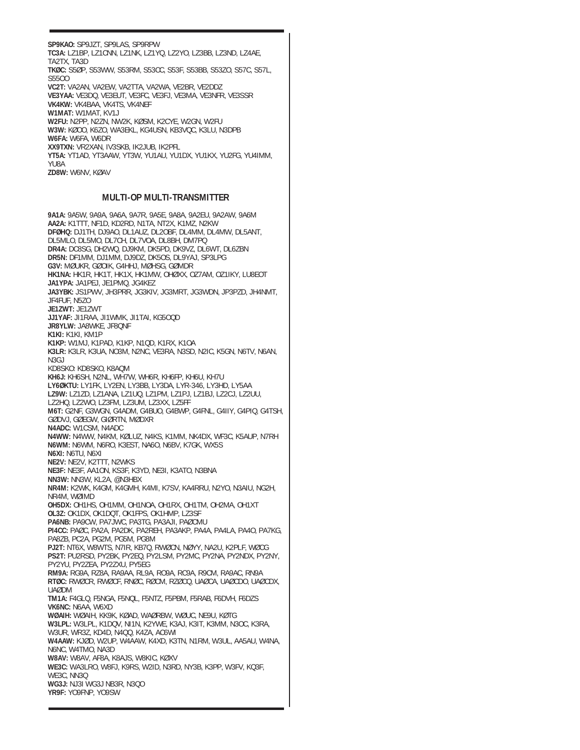**SP9KAO:** SP9JZT, SP9LAS, SP9RPW
**TC3A:** LZ1BP, LZ1CNN, LZ1NK, LZ1YQ, LZ2YO, LZ3BB, LZ3ND, LZ4AE, TA2TX, TA3D
**TKØC:** S5ØP, S53WW, S53RM, S53CC, S53F, S53BB, S53ZO, S57C, S57L, S55OO
**VC2T:** VA2AN, VA2EW, VA2TTA, VA2WA, VE2BR, VE2DDZ
**VE3YAA:** VE3DQ, VE3EUT, VE3FC, VE3FJ, VE3MA, VE3NFR, VE3SSR
**VK4KW:** VK4BAA, VK4TS, VK4NEF
**W1MAT:** W1MAT, KV1J
**W2FU:** N2PP, N2ZN, NW2K, KØSM, K2CYE, W2GN, W2FU
**W3W:** KØOO, K6ZO, WA3EKL, KG4USN, KB3VQC, K3LU, N3DPB
**W6FA:** W6FA, W6DR
**XX9TXN:** VR2XAN, IV3SKB, IK2JUB, IK2PFL
**YT5A:** YT1AD, YT3AAW, YT3W, YU1AU, YU1DX, YU1KX, YU2FG, YU4IMM, YU8A
**ZD8W:** W6NV, KØAV

## MULTI-OP MULTI-TRANSMITTER

**9A1A:** 9A5W, 9A9A, 9A6A, 9A7R, 9A5E, 9A8A, 9A2EU, 9A2AW, 9A6M
**AA2A:** K1TTT, NF1D, KD2RD, N1TA, NT2X, K1MZ, N2KW
**DFØHQ:** DJ1TH, DJ9AO, DL1AUZ, DL2OBF, DL4MM, DL4MW, DL5ANT, DL5MLO, DL5MO, DL7CH, DL7VOA, DL8BH, DM7PQ
**DR4A:** DC8SG, DH2WQ, DJ9KM, DK5PD, DK9VZ, DL6WT, DL6ZBN
**DR5N:** DF1MM, DJ1MM, DJ9DZ, DK5OS, DL9YAJ, SP3LPG
**G3V:** MØUKR, GØOIK, G4HHJ, MØHSG, GØMDR
**HK1NA:** HK1R, HK1T, HK1X, HK1MW, OHØXX, OZ7AM, OZ1IKY, LU8EOT
**JA1YPA:** JA1PEJ, JE1PMQ, JG4KEZ
**JA3YBK:** JS1PWV, JH3PRR, JG3KIV, JG3MRT, JG3WDN, JP3PZD, JH4NMT, JF4FUF, N5ZO
**JE1ZWT:** JE1ZWT
**JJ1YAF:** JI1RAA, JI1WMK, JI1TAI, KG5OQD
**JR8YLW:** JA8WKE, JF8QNF
**K1KI:** K1KI, KM1P
**K1KP:** W1MJ, K1PAD, K1KP, N1QD, K1RX, K1OA
**K3LR:** K3LR, K3UA, NC3M, N2NC, VE3RA, N3SD, N2IC, K5GN, N6TV, N6AN, N3GJ
KD8SKO: KD8SKO, K8AQM
**KH6J:** KH6SH, N2NL, WH7W, WH6R, KH6FP, KH6U, KH7U
**LY6ØKTU:** LY1FK, LY2EN, LY3BB, LY3DA, LYR-346, LY3HD, LY5AA
**LZ9W:** LZ1ZD, LZ1ANA, LZ1UQ, LZ1PM, LZ1PJ, LZ1BJ, LZ2CJ, LZ2UU, LZ2HQ, LZ2WO, LZ3FM, LZ3UM, LZ3XX, LZ5FF
**M6T:** G2NF, G3WGN, G4ADM, G4BUO, G4BWP, G4FNL, G4IIY, G4PIQ, G4TSH, GØDVJ, GØEGW, GIØRTN, MØDXR
**N4ADC:** W1CSM, N4ADC
**N4WW:** N4WW, N4KM, KØLUZ, N4KS, K1MM, NK4DX, WF3C, K5AUP, N7RH
**N6WM:** N6WM, N6RO, K3EST, NA6O, N6BV, K7GK, WX5S
**N6XI:** N6TU, N6XI
**NE2V:** NE2V, K2TTT, N2WKS
**NE3F:** NE3F, AA1ON, KS3F, K3YD, NE3I, K3ATO, N3BNA
**NN3W:** NN3W, KL2A, @N3HBX
**NR4M:** K2WK, K4GM, K4GMH, K4MI, K7SV, KA4RRU, N2YO, N3AIU, NG2H, NR4M, WØIMD
**OH5DX:** OH1HS, OH1MM, OH1NOA, OH1RX, OH1TM, OH2MA, OH1XT
**OL3Z:** OK1DX, OK1DQT, OK1FPS, OK1HMP, LZ3SF
**PA6NB:** PA9CW, PA7JWC, PA3TG, PA3AJI, PAØCMU
**PI4CC:** PAØC, PA2A, PA2DK, PA2REH, PA3AKP, PA4A, PA4LA, PA4O, PA7KG, PA8ZB, PC2A, PG2M, PG5M, PG8M
**PJ2T:** NT6X, W8WTS, N7IR, KB7Q, RWØCN, NØYY, NA2U, K2PLF, WØCG
**PS2T:** PU2RSD, PY2BK, PY2EQ, PY2LSM, PY2MC, PY2NA, PY2NDX, PY2NY, PY2YU, PY2ZEA, PY2ZXU, PY5EG
**RM9A:** RG9A, RZ8A, RA9AA, RL9A, RO9A, RC9A, R9CM, RA9AC, RN9A
**RTØC:** RWØCR, RWØCF, RNØC, RØCM, RZØCQ, UAØCA, UAØCDO, UAØCDX, UAØDM
**TM1A:** F4GLQ, F5NGA, F5NQL, F5NTZ, F5PBM, F5RAB, F6DVH, F6DZS
**VK6NC:** N6AA, W6XD
**WØAIH:** WØAIH, KK9K, KØAD, WAØRBW, WØUC, NE9U, KØTG
**W3LPL:** W3LPL, K1DQV, NI1N, K2YWE, K3AJ, K3IT, K3MM, N3OC, K3RA, W3UR, WR3Z, KD4D, N4QQ, K4ZA, AC6WI
**W4AAW:** KJØD, W2UP, W4AAW, K4XD, K3TN, N1RM, W3UL, AA5AU, W4NA, N6NC, W4TMO, NA3D
**W8AV:** W8AV, AF8A, K8AJS, W8KIC, KØXV
**WE3C:** WA3LRO, W8FJ, K9RS, W2ID, N3RD, NY3B, K3PP, W3FV, KQ3F, WE3C, NN3Q
**WG3J:** NJ3I WG3J NB3R, N3QO
**YR9F:** YO9FNP, YO9SW